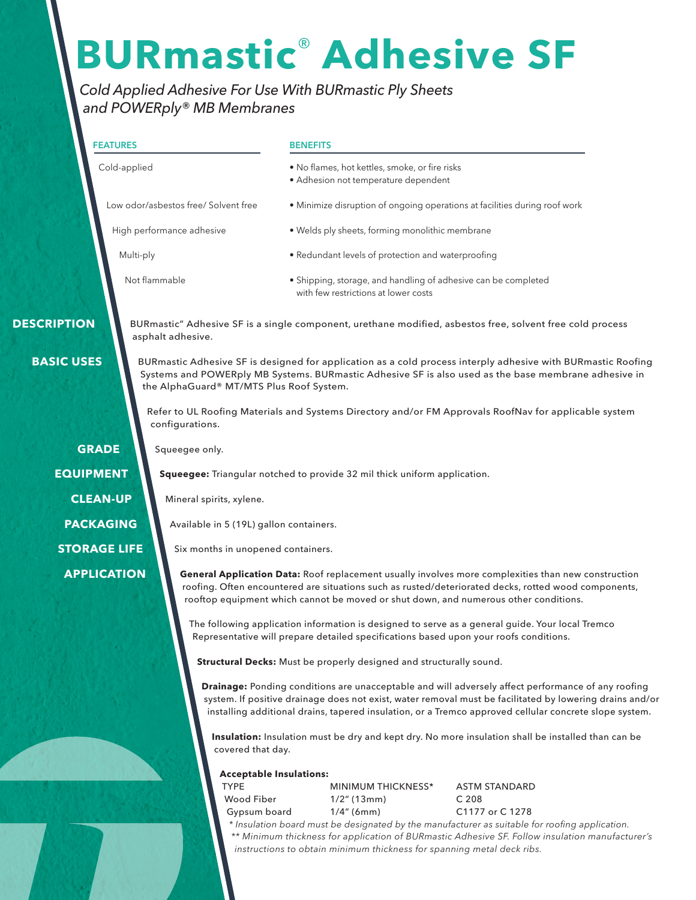# BURmastic® Adhesive SF

*Cold Applied Adhesive For Use With BURmastic Ply Sheets and POWERply® MB Membranes*

| FEATURES | BENEFITS |
| --- | --- |
| Cold-applied | • No flames, hot kettles, smoke, or fire risks<br>• Adhesion not temperature dependent |
| Low odor/asbestos free/ Solvent free | • Minimize disruption of ongoing operations at facilities during roof work |
| High performance adhesive | • Welds ply sheets, forming monolithic membrane |
| Multi-ply | • Redundant levels of protection and waterproofing |
| Not flammable | • Shipping, storage, and handling of adhesive can be completed with few restrictions at lower costs |

## DESCRIPTION

BURmastic" Adhesive SF is a single component, urethane modified, asbestos free, solvent free cold process asphalt adhesive.

## BASIC USES

BURmastic Adhesive SF is designed for application as a cold process interply adhesive with BURmastic Roofing Systems and POWERply MB Systems. BURmastic Adhesive SF is also used as the base membrane adhesive in the AlphaGuard® MT/MTS Plus Roof System.

Refer to UL Roofing Materials and Systems Directory and/or FM Approvals RoofNav for applicable system configurations.

## GRADE

Squeegee only.

## EQUIPMENT

**Squeegee:** Triangular notched to provide 32 mil thick uniform application.

## CLEAN-UP

Mineral spirits, xylene.

## PACKAGING

Available in 5 (19L) gallon containers.

## STORAGE LIFE

Six months in unopened containers.

## APPLICATION

**General Application Data:** Roof replacement usually involves more complexities than new construction roofing. Often encountered are situations such as rusted/deteriorated decks, rotted wood components, rooftop equipment which cannot be moved or shut down, and numerous other conditions.

The following application information is designed to serve as a general guide. Your local Tremco Representative will prepare detailed specifications based upon your roofs conditions.

**Structural Decks:** Must be properly designed and structurally sound.

**Drainage:** Ponding conditions are unacceptable and will adversely affect performance of any roofing system. If positive drainage does not exist, water removal must be facilitated by lowering drains and/or installing additional drains, tapered insulation, or a Tremco approved cellular concrete slope system.

**Insulation:** Insulation must be dry and kept dry. No more insulation shall be installed than can be covered that day.

**Acceptable Insulations:**

| TYPE | MINIMUM THICKNESS* | ASTM STANDARD |
| --- | --- | --- |
| Wood Fiber | 1/2" (13mm) | C 208 |
| Gypsum board | 1/4" (6mm) | C1177 or C 1278 |

*\* Insulation board must be designated by the manufacturer as suitable for roofing application.*
*\*\* Minimum thickness for application of BURmastic Adhesive SF. Follow insulation manufacturer's instructions to obtain minimum thickness for spanning metal deck ribs.*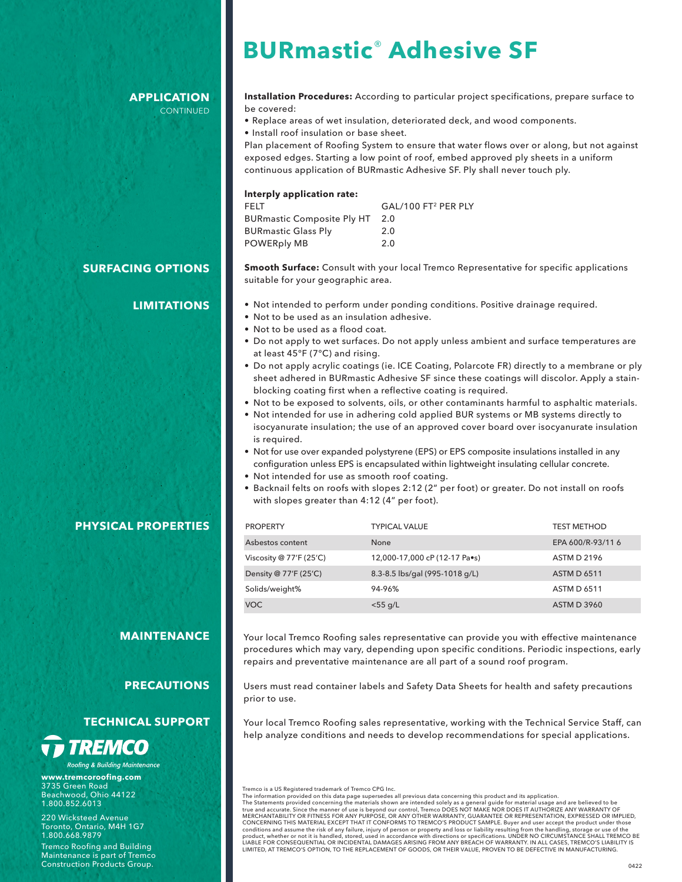# BURmastic® Adhesive SF

## APPLICATION CONTINUED

**Installation Procedures:** According to particular project specifications, prepare surface to be covered:

- Replace areas of wet insulation, deteriorated deck, and wood components.
- Install roof insulation or base sheet.

Plan placement of Roofing System to ensure that water flows over or along, but not against exposed edges. Starting a low point of roof, embed approved ply sheets in a uniform continuous application of BURmastic Adhesive SF. Ply shall never touch ply.

**Interply application rate:**

| FELT | GAL/100 FT² PER PLY |
|---|---|
| BURmastic Composite Ply HT | 2.0 |
| BURmastic Glass Ply | 2.0 |
| POWERply MB | 2.0 |

## SURFACING OPTIONS

**Smooth Surface:** Consult with your local Tremco Representative for specific applications suitable for your geographic area.

## LIMITATIONS

- Not intended to perform under ponding conditions. Positive drainage required.
- Not to be used as an insulation adhesive.
- Not to be used as a flood coat.
- Do not apply to wet surfaces. Do not apply unless ambient and surface temperatures are at least 45°F (7°C) and rising.
- Do not apply acrylic coatings (ie. ICE Coating, Polarcote FR) directly to a membrane or ply sheet adhered in BURmastic Adhesive SF since these coatings will discolor. Apply a stain-blocking coating first when a reflective coating is required.
- Not to be exposed to solvents, oils, or other contaminants harmful to asphaltic materials.
- Not intended for use in adhering cold applied BUR systems or MB systems directly to isocyanurate insulation; the use of an approved cover board over isocyanurate insulation is required.
- Not for use over expanded polystyrene (EPS) or EPS composite insulations installed in any configuration unless EPS is encapsulated within lightweight insulating cellular concrete.
- Not intended for use as smooth roof coating.
- Backnail felts on roofs with slopes 2:12 (2" per foot) or greater. Do not install on roofs with slopes greater than 4:12 (4" per foot).

## PHYSICAL PROPERTIES

| PROPERTY | TYPICAL VALUE | TEST METHOD |
|---|---|---|
| Asbestos content | None | EPA 600/R-93/11 6 |
| Viscosity @ 77'F (25'C) | 12,000-17,000 cP (12-17 Pa•s) | ASTM D 2196 |
| Density @ 77'F (25'C) | 8.3-8.5 lbs/gal (995-1018 g/L) | ASTM D 6511 |
| Solids/weight% | 94-96% | ASTM D 6511 |
| VOC | <55 g/L | ASTM D 3960 |

## MAINTENANCE

Your local Tremco Roofing sales representative can provide you with effective maintenance procedures which may vary, depending upon specific conditions. Periodic inspections, early repairs and preventative maintenance are all part of a sound roof program.

## PRECAUTIONS

Users must read container labels and Safety Data Sheets for health and safety precautions prior to use.

## TECHNICAL SUPPORT

Your local Tremco Roofing sales representative, working with the Technical Service Staff, can help analyze conditions and needs to develop recommendations for special applications.

TREMCO
Roofing & Building Maintenance

**www.tremcoroofing.com**
3735 Green Road
Beachwood, Ohio 44122
1.800.852.6013

220 Wicksteed Avenue
Toronto, Ontario, M4H 1G7
1.800.668.9879

Tremco Roofing and Building Maintenance is part of Tremco Construction Products Group.

Tremco is a US Registered trademark of Tremco CPG Inc.
The information provided on this data page supersedes all previous data concerning this product and its application.
The Statements provided concerning the materials shown are intended solely as a general guide for material usage and are believed to be true and accurate. Since the manner of use is beyond our control, Tremco DOES NOT MAKE NOR DOES IT AUTHORIZE ANY WARRANTY OF MERCHANTABILITY OR FITNESS FOR ANY PURPOSE, OR ANY OTHER WARRANTY, GUARANTEE OR REPRESENTATION, EXPRESSED OR IMPLIED, CONCERNING THIS MATERIAL EXCEPT THAT IT CONFORMS TO TREMCO'S PRODUCT SAMPLE. Buyer and user accept the product under those conditions and assume the risk of any failure, injury of person or property and loss or liability resulting from the handling, storage or use of the product, whether or not it is handled, stored, used in accordance with directions or specifications. UNDER NO CIRCUMSTANCE SHALL TREMCO BE LIABLE FOR CONSEQUENTIAL OR INCIDENTAL DAMAGES ARISING FROM ANY BREACH OF WARRANTY. IN ALL CASES, TREMCO'S LIABILITY IS LIMITED, AT TREMCO'S OPTION, TO THE REPLACEMENT OF GOODS, OR THEIR VALUE, PROVEN TO BE DEFECTIVE IN MANUFACTURING.

0422